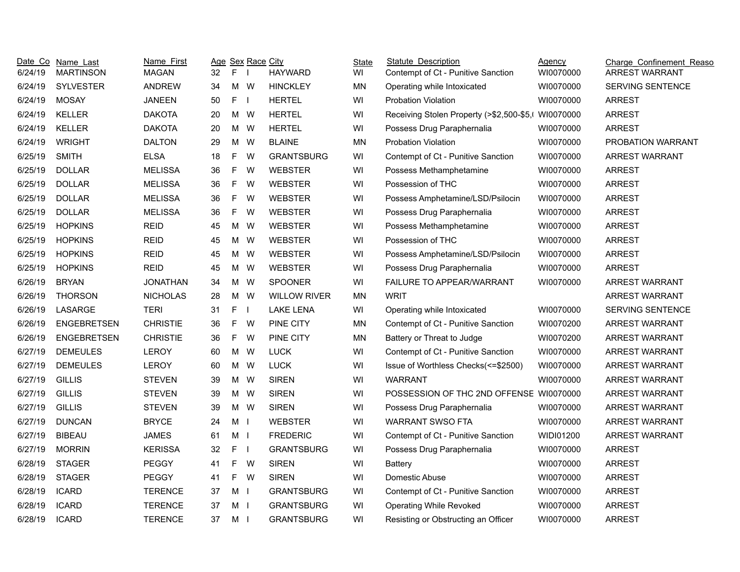| Date_Co | Name_Last | Name_First | Age | Sex | Race | City | State | Statute_Description | Agency | Charge_Confinement_Reaso |
|---|---|---|---|---|---|---|---|---|---|---|
| 6/24/19 | MARTINSON | MAGAN | 32 | F | I | HAYWARD | WI | Contempt of Ct - Punitive Sanction | WI0070000 | ARREST WARRANT |
| 6/24/19 | SYLVESTER | ANDREW | 34 | M | W | HINCKLEY | MN | Operating while Intoxicated | WI0070000 | SERVING SENTENCE |
| 6/24/19 | MOSAY | JANEEN | 50 | F | I | HERTEL | WI | Probation Violation | WI0070000 | ARREST |
| 6/24/19 | KELLER | DAKOTA | 20 | M | W | HERTEL | WI | Receiving Stolen Property (>$2,500-$5,( | WI0070000 | ARREST |
| 6/24/19 | KELLER | DAKOTA | 20 | M | W | HERTEL | WI | Possess Drug Paraphernalia | WI0070000 | ARREST |
| 6/24/19 | WRIGHT | DALTON | 29 | M | W | BLAINE | MN | Probation Violation | WI0070000 | PROBATION WARRANT |
| 6/25/19 | SMITH | ELSA | 18 | F | W | GRANTSBURG | WI | Contempt of Ct - Punitive Sanction | WI0070000 | ARREST WARRANT |
| 6/25/19 | DOLLAR | MELISSA | 36 | F | W | WEBSTER | WI | Possess Methamphetamine | WI0070000 | ARREST |
| 6/25/19 | DOLLAR | MELISSA | 36 | F | W | WEBSTER | WI | Possession of THC | WI0070000 | ARREST |
| 6/25/19 | DOLLAR | MELISSA | 36 | F | W | WEBSTER | WI | Possess Amphetamine/LSD/Psilocin | WI0070000 | ARREST |
| 6/25/19 | DOLLAR | MELISSA | 36 | F | W | WEBSTER | WI | Possess Drug Paraphernalia | WI0070000 | ARREST |
| 6/25/19 | HOPKINS | REID | 45 | M | W | WEBSTER | WI | Possess Methamphetamine | WI0070000 | ARREST |
| 6/25/19 | HOPKINS | REID | 45 | M | W | WEBSTER | WI | Possession of THC | WI0070000 | ARREST |
| 6/25/19 | HOPKINS | REID | 45 | M | W | WEBSTER | WI | Possess Amphetamine/LSD/Psilocin | WI0070000 | ARREST |
| 6/25/19 | HOPKINS | REID | 45 | M | W | WEBSTER | WI | Possess Drug Paraphernalia | WI0070000 | ARREST |
| 6/26/19 | BRYAN | JONATHAN | 34 | M | W | SPOONER | WI | FAILURE TO APPEAR/WARRANT | WI0070000 | ARREST WARRANT |
| 6/26/19 | THORSON | NICHOLAS | 28 | M | W | WILLOW RIVER | MN | WRIT | | ARREST WARRANT |
| 6/26/19 | LASARGE | TERI | 31 | F | I | LAKE LENA | WI | Operating while Intoxicated | WI0070000 | SERVING SENTENCE |
| 6/26/19 | ENGEBRETSEN | CHRISTIE | 36 | F | W | PINE CITY | MN | Contempt of Ct - Punitive Sanction | WI0070200 | ARREST WARRANT |
| 6/26/19 | ENGEBRETSEN | CHRISTIE | 36 | F | W | PINE CITY | MN | Battery or Threat to Judge | WI0070200 | ARREST WARRANT |
| 6/27/19 | DEMEULES | LEROY | 60 | M | W | LUCK | WI | Contempt of Ct - Punitive Sanction | WI0070000 | ARREST WARRANT |
| 6/27/19 | DEMEULES | LEROY | 60 | M | W | LUCK | WI | Issue of Worthless Checks(<=$2500) | WI0070000 | ARREST WARRANT |
| 6/27/19 | GILLIS | STEVEN | 39 | M | W | SIREN | WI | WARRANT | WI0070000 | ARREST WARRANT |
| 6/27/19 | GILLIS | STEVEN | 39 | M | W | SIREN | WI | POSSESSION OF THC 2ND OFFENSE | WI0070000 | ARREST WARRANT |
| 6/27/19 | GILLIS | STEVEN | 39 | M | W | SIREN | WI | Possess Drug Paraphernalia | WI0070000 | ARREST WARRANT |
| 6/27/19 | DUNCAN | BRYCE | 24 | M | I | WEBSTER | WI | WARRANT SWSO FTA | WI0070000 | ARREST WARRANT |
| 6/27/19 | BIBEAU | JAMES | 61 | M | I | FREDERIC | WI | Contempt of Ct - Punitive Sanction | WIDI01200 | ARREST WARRANT |
| 6/27/19 | MORRIN | KERISSA | 32 | F | I | GRANTSBURG | WI | Possess Drug Paraphernalia | WI0070000 | ARREST |
| 6/28/19 | STAGER | PEGGY | 41 | F | W | SIREN | WI | Battery | WI0070000 | ARREST |
| 6/28/19 | STAGER | PEGGY | 41 | F | W | SIREN | WI | Domestic Abuse | WI0070000 | ARREST |
| 6/28/19 | ICARD | TERENCE | 37 | M | I | GRANTSBURG | WI | Contempt of Ct - Punitive Sanction | WI0070000 | ARREST |
| 6/28/19 | ICARD | TERENCE | 37 | M | I | GRANTSBURG | WI | Operating While Revoked | WI0070000 | ARREST |
| 6/28/19 | ICARD | TERENCE | 37 | M | I | GRANTSBURG | WI | Resisting or Obstructing an Officer | WI0070000 | ARREST |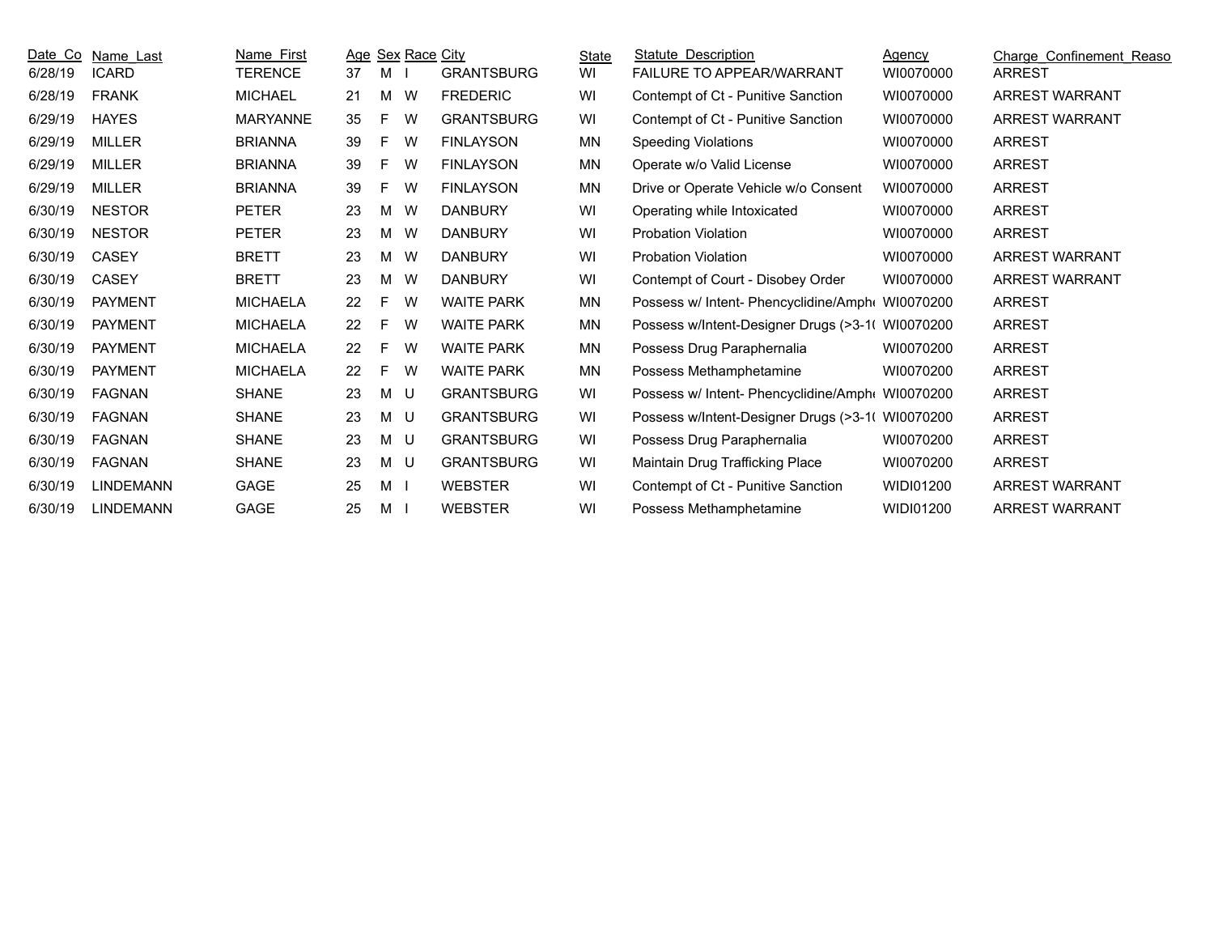| Date_Co | Name_Last | Name_First | Age | Sex | Race | City | State | Statute_Description | Agency | Charge_Confinement_Reaso |
|---|---|---|---|---|---|---|---|---|---|---|
| 6/28/19 | ICARD | TERENCE | 37 | M | I | GRANTSBURG | WI | FAILURE TO APPEAR/WARRANT | WI0070000 | ARREST |
| 6/28/19 | FRANK | MICHAEL | 21 | M | W | FREDERIC | WI | Contempt of Ct - Punitive Sanction | WI0070000 | ARREST WARRANT |
| 6/29/19 | HAYES | MARYANNE | 35 | F | W | GRANTSBURG | WI | Contempt of Ct - Punitive Sanction | WI0070000 | ARREST WARRANT |
| 6/29/19 | MILLER | BRIANNA | 39 | F | W | FINLAYSON | MN | Speeding Violations | WI0070000 | ARREST |
| 6/29/19 | MILLER | BRIANNA | 39 | F | W | FINLAYSON | MN | Operate w/o Valid License | WI0070000 | ARREST |
| 6/29/19 | MILLER | BRIANNA | 39 | F | W | FINLAYSON | MN | Drive or Operate Vehicle w/o Consent | WI0070000 | ARREST |
| 6/30/19 | NESTOR | PETER | 23 | M | W | DANBURY | WI | Operating while Intoxicated | WI0070000 | ARREST |
| 6/30/19 | NESTOR | PETER | 23 | M | W | DANBURY | WI | Probation Violation | WI0070000 | ARREST |
| 6/30/19 | CASEY | BRETT | 23 | M | W | DANBURY | WI | Probation Violation | WI0070000 | ARREST WARRANT |
| 6/30/19 | CASEY | BRETT | 23 | M | W | DANBURY | WI | Contempt of Court - Disobey Order | WI0070000 | ARREST WARRANT |
| 6/30/19 | PAYMENT | MICHAELA | 22 | F | W | WAITE PARK | MN | Possess w/ Intent- Phencyclidine/Amphe | WI0070200 | ARREST |
| 6/30/19 | PAYMENT | MICHAELA | 22 | F | W | WAITE PARK | MN | Possess w/Intent-Designer Drugs (>3-1( | WI0070200 | ARREST |
| 6/30/19 | PAYMENT | MICHAELA | 22 | F | W | WAITE PARK | MN | Possess Drug Paraphernalia | WI0070200 | ARREST |
| 6/30/19 | PAYMENT | MICHAELA | 22 | F | W | WAITE PARK | MN | Possess Methamphetamine | WI0070200 | ARREST |
| 6/30/19 | FAGNAN | SHANE | 23 | M | U | GRANTSBURG | WI | Possess w/ Intent- Phencyclidine/Amphe | WI0070200 | ARREST |
| 6/30/19 | FAGNAN | SHANE | 23 | M | U | GRANTSBURG | WI | Possess w/Intent-Designer Drugs (>3-1( | WI0070200 | ARREST |
| 6/30/19 | FAGNAN | SHANE | 23 | M | U | GRANTSBURG | WI | Possess Drug Paraphernalia | WI0070200 | ARREST |
| 6/30/19 | FAGNAN | SHANE | 23 | M | U | GRANTSBURG | WI | Maintain Drug Trafficking Place | WI0070200 | ARREST |
| 6/30/19 | LINDEMANN | GAGE | 25 | M | I | WEBSTER | WI | Contempt of Ct - Punitive Sanction | WIDI01200 | ARREST WARRANT |
| 6/30/19 | LINDEMANN | GAGE | 25 | M | I | WEBSTER | WI | Possess Methamphetamine | WIDI01200 | ARREST WARRANT |